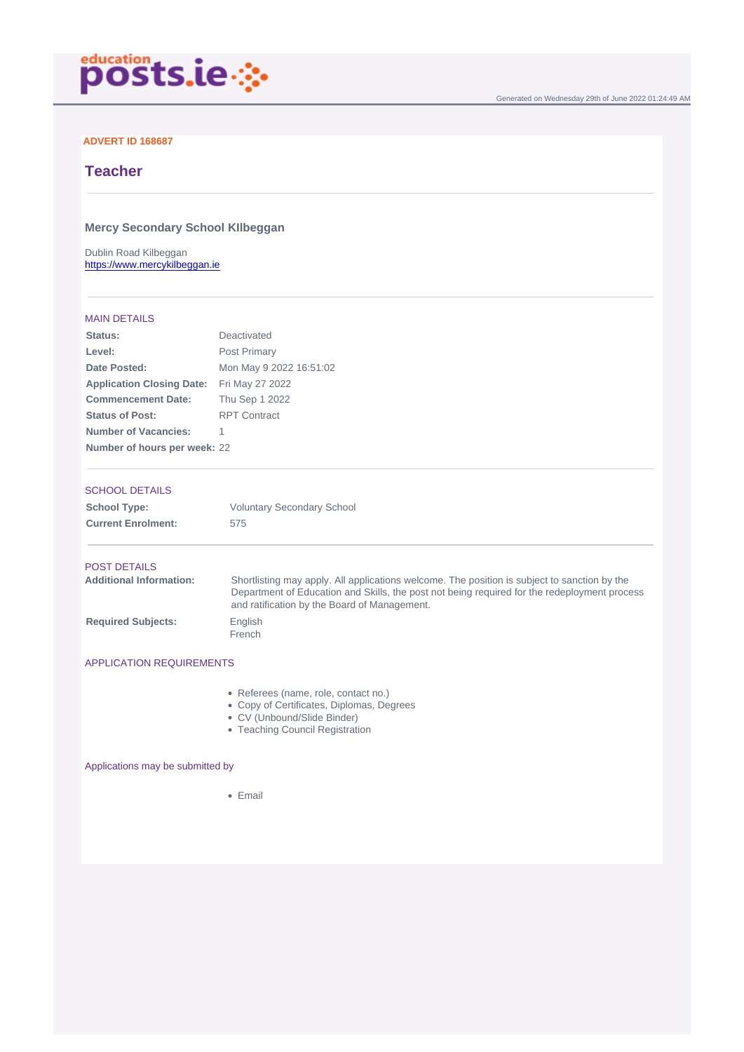educationposts.ie

Generated on Wednesday 29th of June 2022 01:24:49 AM

**ADVERT ID 168687**

# Teacher

### Mercy Secondary School KIlbeggan

Dublin Road Kilbeggan
https://www.mercykilbeggan.ie

## MAIN DETAILS

| | |
|---|---|
| **Status:** | Deactivated |
| **Level:** | Post Primary |
| **Date Posted:** | Mon May 9 2022 16:51:02 |
| **Application Closing Date:** | Fri May 27 2022 |
| **Commencement Date:** | Thu Sep 1 2022 |
| **Status of Post:** | RPT Contract |
| **Number of Vacancies:** | 1 |
| **Number of hours per week:** | 22 |

## SCHOOL DETAILS

| | |
|---|---|
| **School Type:** | Voluntary Secondary School |
| **Current Enrolment:** | 575 |

## POST DETAILS

| | |
|---|---|
| **Additional Information:** | Shortlisting may apply. All applications welcome. The position is subject to sanction by the Department of Education and Skills, the post not being required for the redeployment process and ratification by the Board of Management. |
| **Required Subjects:** | English<br>French |

## APPLICATION REQUIREMENTS

- Referees (name, role, contact no.)
- Copy of Certificates, Diplomas, Degrees
- CV (Unbound/Slide Binder)
- Teaching Council Registration

## Applications may be submitted by

- Email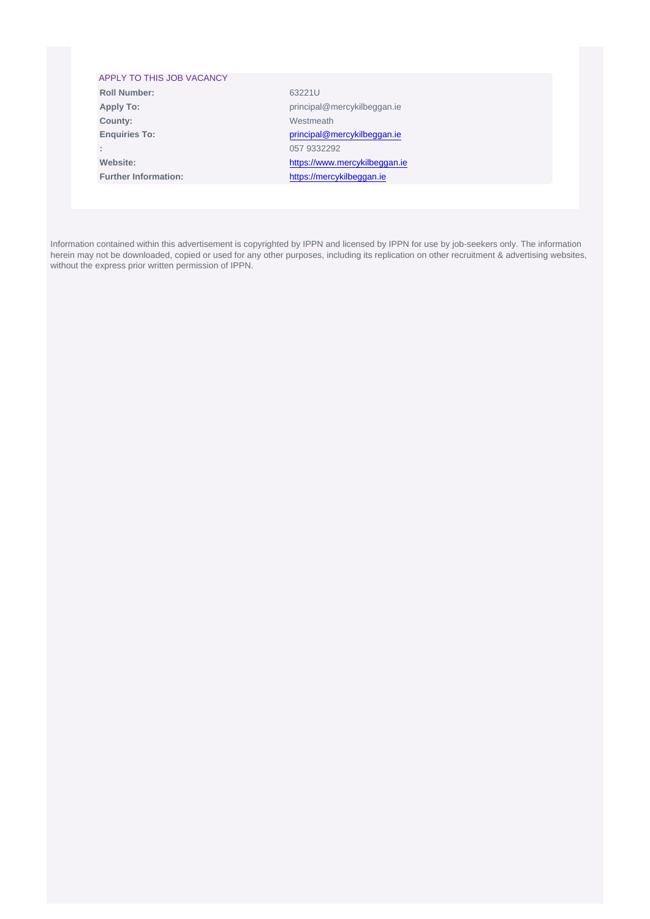APPLY TO THIS JOB VACANCY

| | |
|---|---|
| **Roll Number:** | 63221U |
| **Apply To:** | principal@mercykilbeggan.ie |
| **County:** | Westmeath |
| **Enquiries To:** | principal@mercykilbeggan.ie |
| **:** | 057 9332292 |
| **Website:** | https://www.mercykilbeggan.ie |
| **Further Information:** | https://mercykilbeggan.ie |

Information contained within this advertisement is copyrighted by IPPN and licensed by IPPN for use by job-seekers only. The information herein may not be downloaded, copied or used for any other purposes, including its replication on other recruitment & advertising websites, without the express prior written permission of IPPN.